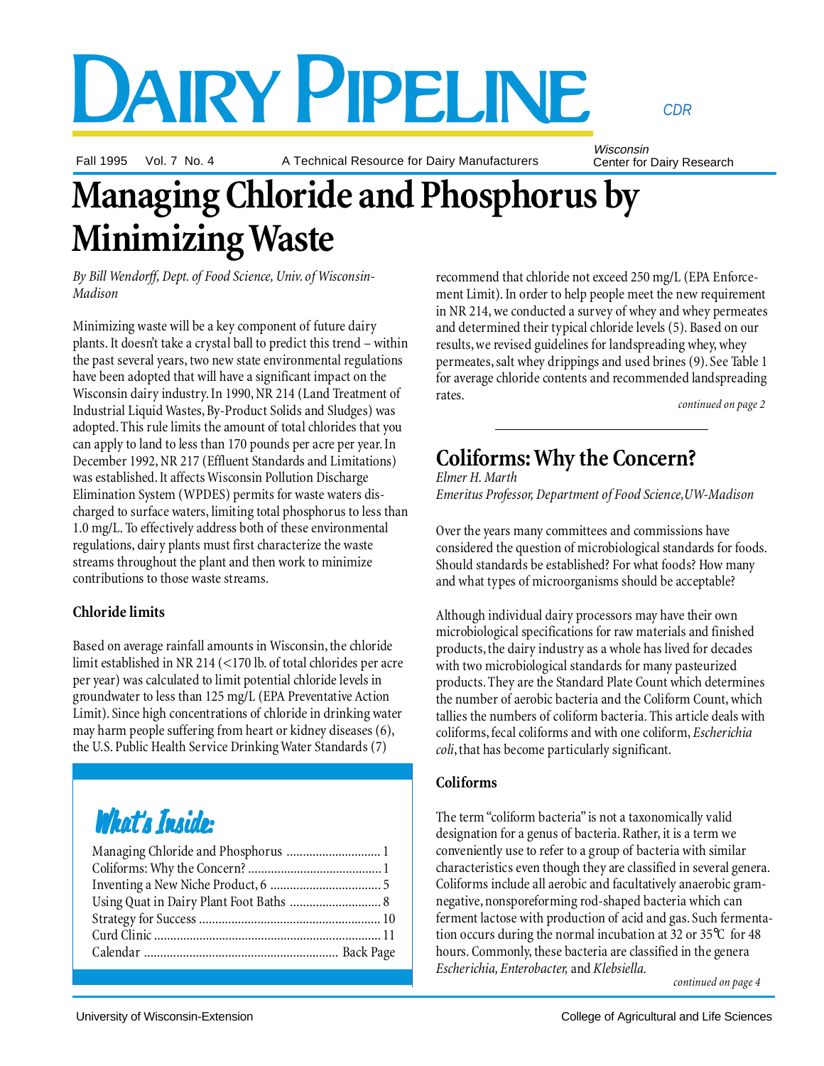# Dairy Pipeline

*CDR*

Fall 1995 Vol. 7 No. 4 A Technical Resource for Dairy Manufacturers

*Wisconsin* Center for Dairy Research

# Managing Chloride and Phosphorus by Minimizing Waste

*By Bill Wendorff, Dept. of Food Science, Univ. of Wisconsin-Madison*

Minimizing waste will be a key component of future dairy plants. It doesn't take a crystal ball to predict this trend – within the past several years, two new state environmental regulations have been adopted that will have a significant impact on the Wisconsin dairy industry. In 1990, NR 214 (Land Treatment of Industrial Liquid Wastes, By-Product Solids and Sludges) was adopted. This rule limits the amount of total chlorides that you can apply to land to less than 170 pounds per acre per year. In December 1992, NR 217 (Effluent Standards and Limitations) was established. It affects Wisconsin Pollution Discharge Elimination System (WPDES) permits for waste waters discharged to surface waters, limiting total phosphorus to less than 1.0 mg/L. To effectively address both of these environmental regulations, dairy plants must first characterize the waste streams throughout the plant and then work to minimize contributions to those waste streams.

### Chloride limits

Based on average rainfall amounts in Wisconsin, the chloride limit established in NR 214 (<170 lb. of total chlorides per acre per year) was calculated to limit potential chloride levels in groundwater to less than 125 mg/L (EPA Preventative Action Limit). Since high concentrations of chloride in drinking water may harm people suffering from heart or kidney diseases (6), the U.S. Public Health Service Drinking Water Standards (7) recommend that chloride not exceed 250 mg/L (EPA Enforcement Limit). In order to help people meet the new requirement in NR 214, we conducted a survey of whey and whey permeates and determined their typical chloride levels (5). Based on our results, we revised guidelines for landspreading whey, whey permeates, salt whey drippings and used brines (9). See Table 1 for average chloride contents and recommended landspreading rates.

*continued on page 2*

## What's Inside:

- Managing Chloride and Phosphorus .......... 1
- Coliforms: Why the Concern? .......... 1
- Inventing a New Niche Product, 6 .......... 5
- Using Quat in Dairy Plant Foot Baths .......... 8
- Strategy for Success .......... 10
- Curd Clinic .......... 11
- Calendar .......... Back Page

# Coliforms: Why the Concern?

*Elmer H. Marth*
*Emeritus Professor, Department of Food Science, UW-Madison*

Over the years many committees and commissions have considered the question of microbiological standards for foods. Should standards be established? For what foods? How many and what types of microorganisms should be acceptable?

Although individual dairy processors may have their own microbiological specifications for raw materials and finished products, the dairy industry as a whole has lived for decades with two microbiological standards for many pasteurized products. They are the Standard Plate Count which determines the number of aerobic bacteria and the Coliform Count, which tallies the numbers of coliform bacteria. This article deals with coliforms, fecal coliforms and with one coliform, *Escherichia coli*, that has become particularly significant.

### Coliforms

The term "coliform bacteria" is not a taxonomically valid designation for a genus of bacteria. Rather, it is a term we conveniently use to refer to a group of bacteria with similar characteristics even though they are classified in several genera. Coliforms include all aerobic and facultatively anaerobic gram-negative, nonsporeforming rod-shaped bacteria which can ferment lactose with production of acid and gas. Such fermentation occurs during the normal incubation at 32 or 35°C for 48 hours. Commonly, these bacteria are classified in the genera *Escherichia, Enterobacter,* and *Klebsiella.*

*continued on page 4*

University of Wisconsin-Extension College of Agricultural and Life Sciences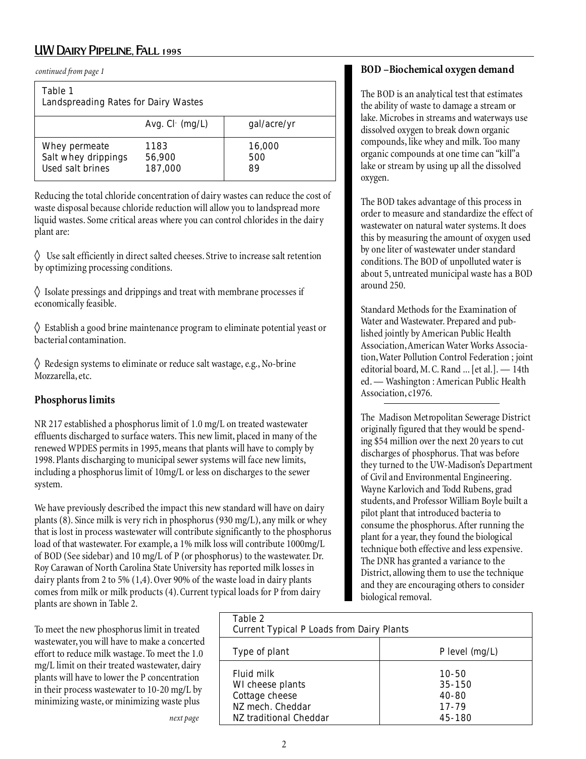*continued from page 1*

| Table 1<br>Landspreading Rates for Dairy Wastes | | |
|---|---|---|
| | Avg. $Cl^-$ (mg/L) | gal/acre/yr |
| Whey permeate | 1183 | 16,000 |
| Salt whey drippings | 56,900 | 500 |
| Used salt brines | 187,000 | 89 |

Reducing the total chloride concentration of dairy wastes can reduce the cost of waste disposal because chloride reduction will allow you to landspread more liquid wastes. Some critical areas where you can control chlorides in the dairy plant are:

◊ Use salt efficiently in direct salted cheeses. Strive to increase salt retention by optimizing processing conditions.

◊ Isolate pressings and drippings and treat with membrane processes if economically feasible.

◊ Establish a good brine maintenance program to eliminate potential yeast or bacterial contamination.

◊ Redesign systems to eliminate or reduce salt wastage, e.g., No-brine Mozzarella, etc.

## Phosphorus limits

NR 217 established a phosphorus limit of 1.0 mg/L on treated wastewater effluents discharged to surface waters. This new limit, placed in many of the renewed WPDES permits in 1995, means that plants will have to comply by 1998. Plants discharging to municipal sewer systems will face new limits, including a phosphorus limit of 10mg/L or less on discharges to the sewer system.

We have previously described the impact this new standard will have on dairy plants (8). Since milk is very rich in phosphorus (930 mg/L), any milk or whey that is lost in process wastewater will contribute significantly to the phosphorus load of that wastewater. For example, a 1% milk loss will contribute 1000mg/L of BOD (See sidebar) and 10 mg/L of P (or phosphorus) to the wastewater. Dr. Roy Carawan of North Carolina State University has reported milk losses in dairy plants from 2 to 5% (1,4). Over 90% of the waste load in dairy plants comes from milk or milk products (4). Current typical loads for P from dairy plants are shown in Table 2.

To meet the new phosphorus limit in treated wastewater, you will have to make a concerted effort to reduce milk wastage. To meet the 1.0 mg/L limit on their treated wastewater, dairy plants will have to lower the P concentration in their process wastewater to 10-20 mg/L by minimizing waste, or minimizing waste plus

*next page*

| Table 2<br>Current Typical P Loads from Dairy Plants | |
|---|---|
| Type of plant | P level (mg/L) |
| Fluid milk | 10-50 |
| WI cheese plants | 35-150 |
| Cottage cheese | 40-80 |
| NZ mech. Cheddar | 17-79 |
| NZ traditional Cheddar | 45-180 |

### BOD –Biochemical oxygen demand

The BOD is an analytical test that estimates the ability of waste to damage a stream or lake. Microbes in streams and waterways use dissolved oxygen to break down organic compounds, like whey and milk. Too many organic compounds at one time can "kill" a lake or stream by using up all the dissolved oxygen.

The BOD takes advantage of this process in order to measure and standardize the effect of wastewater on natural water systems. It does this by measuring the amount of oxygen used by one liter of wastewater under standard conditions. The BOD of unpolluted water is about 5, untreated municipal waste has a BOD around 250.

Standard Methods for the Examination of Water and Wastewater. Prepared and published jointly by American Public Health Association, American Water Works Association, Water Pollution Control Federation ; joint editorial board, M. C. Rand ... [et al.]. — 14th ed. — Washington : American Public Health Association, c1976.

---

The Madison Metropolitan Sewerage District originally figured that they would be spending $54 million over the next 20 years to cut discharges of phosphorus. That was before they turned to the UW-Madison's Department of Civil and Environmental Engineering. Wayne Karlovich and Todd Rubens, grad students, and Professor William Boyle built a pilot plant that introduced bacteria to consume the phosphorus. After running the plant for a year, they found the biological technique both effective and less expensive. The DNR has granted a variance to the District, allowing them to use the technique and they are encouraging others to consider biological removal.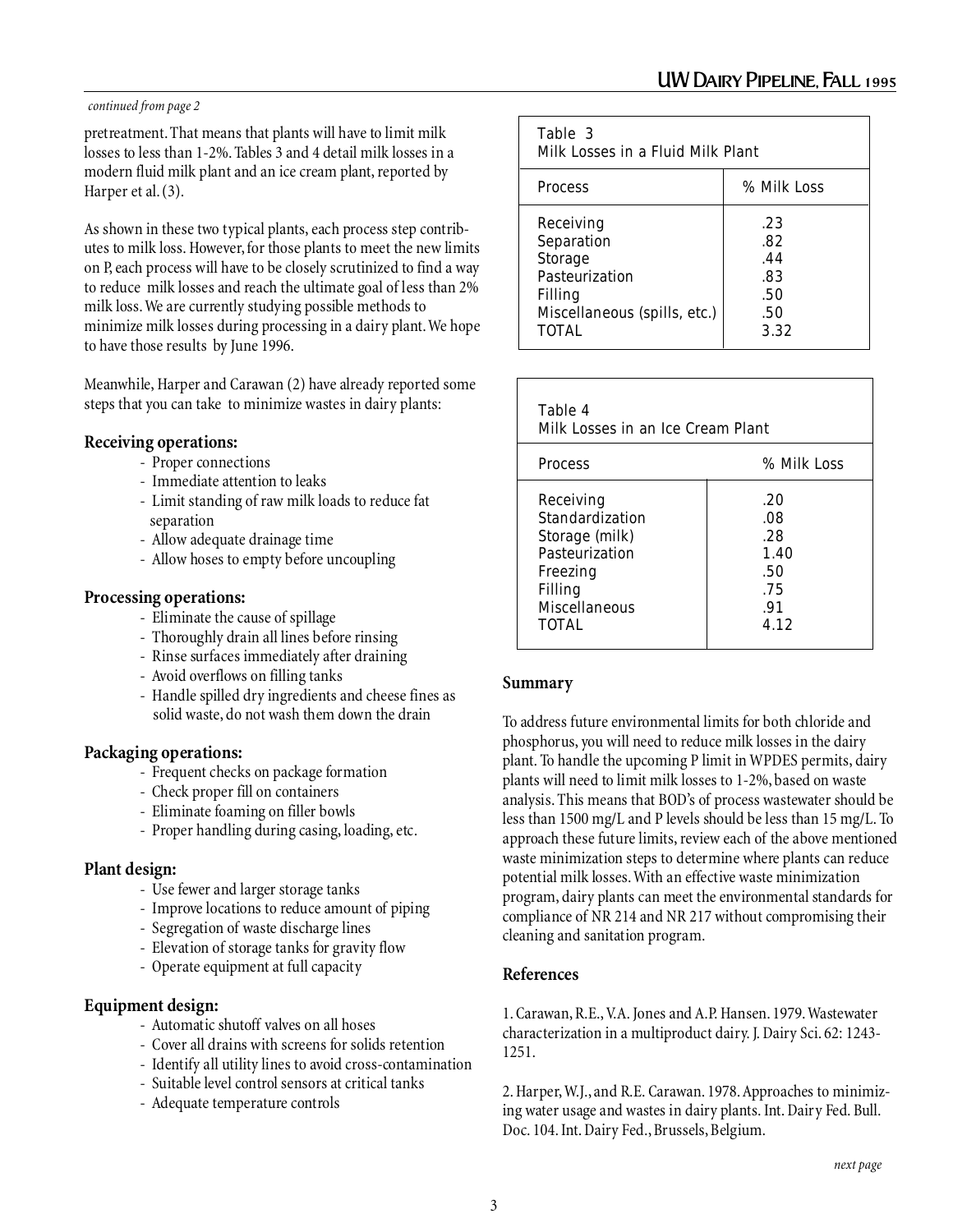*continued from page 2*

pretreatment. That means that plants will have to limit milk losses to less than 1-2%. Tables 3 and 4 detail milk losses in a modern fluid milk plant and an ice cream plant, reported by Harper et al. (3).

As shown in these two typical plants, each process step contributes to milk loss. However, for those plants to meet the new limits on P, each process will have to be closely scrutinized to find a way to reduce milk losses and reach the ultimate goal of less than 2% milk loss. We are currently studying possible methods to minimize milk losses during processing in a dairy plant. We hope to have those results by June 1996.

Meanwhile, Harper and Carawan (2) have already reported some steps that you can take to minimize wastes in dairy plants:

**Receiving operations:**

- Proper connections
- Immediate attention to leaks
- Limit standing of raw milk loads to reduce fat separation
- Allow adequate drainage time
- Allow hoses to empty before uncoupling

**Processing operations:**

- Eliminate the cause of spillage
- Thoroughly drain all lines before rinsing
- Rinse surfaces immediately after draining
- Avoid overflows on filling tanks
- Handle spilled dry ingredients and cheese fines as solid waste, do not wash them down the drain

**Packaging operations:**

- Frequent checks on package formation
- Check proper fill on containers
- Eliminate foaming on filler bowls
- Proper handling during casing, loading, etc.

**Plant design:**

- Use fewer and larger storage tanks
- Improve locations to reduce amount of piping
- Segregation of waste discharge lines
- Elevation of storage tanks for gravity flow
- Operate equipment at full capacity

**Equipment design:**

- Automatic shutoff valves on all hoses
- Cover all drains with screens for solids retention
- Identify all utility lines to avoid cross-contamination
- Suitable level control sensors at critical tanks
- Adequate temperature controls

Table 3
Milk Losses in a Fluid Milk Plant

| Process | % Milk Loss |
|---|---|
| Receiving | .23 |
| Separation | .82 |
| Storage | .44 |
| Pasteurization | .83 |
| Filling | .50 |
| Miscellaneous (spills, etc.) | .50 |
| TOTAL | 3.32 |

Table 4
Milk Losses in an Ice Cream Plant

| Process | % Milk Loss |
|---|---|
| Receiving | .20 |
| Standardization | .08 |
| Storage (milk) | .28 |
| Pasteurization | 1.40 |
| Freezing | .50 |
| Filling | .75 |
| Miscellaneous | .91 |
| TOTAL | 4.12 |

## Summary

To address future environmental limits for both chloride and phosphorus, you will need to reduce milk losses in the dairy plant. To handle the upcoming P limit in WPDES permits, dairy plants will need to limit milk losses to 1-2%, based on waste analysis. This means that BOD's of process wastewater should be less than 1500 mg/L and P levels should be less than 15 mg/L. To approach these future limits, review each of the above mentioned waste minimization steps to determine where plants can reduce potential milk losses. With an effective waste minimization program, dairy plants can meet the environmental standards for compliance of NR 214 and NR 217 without compromising their cleaning and sanitation program.

## References

1. Carawan, R.E., V.A. Jones and A.P. Hansen. 1979. Wastewater characterization in a multiproduct dairy. J. Dairy Sci. 62: 1243-1251.

2. Harper, W.J., and R.E. Carawan. 1978. Approaches to minimizing water usage and wastes in dairy plants. Int. Dairy Fed. Bull. Doc. 104. Int. Dairy Fed., Brussels, Belgium.

*next page*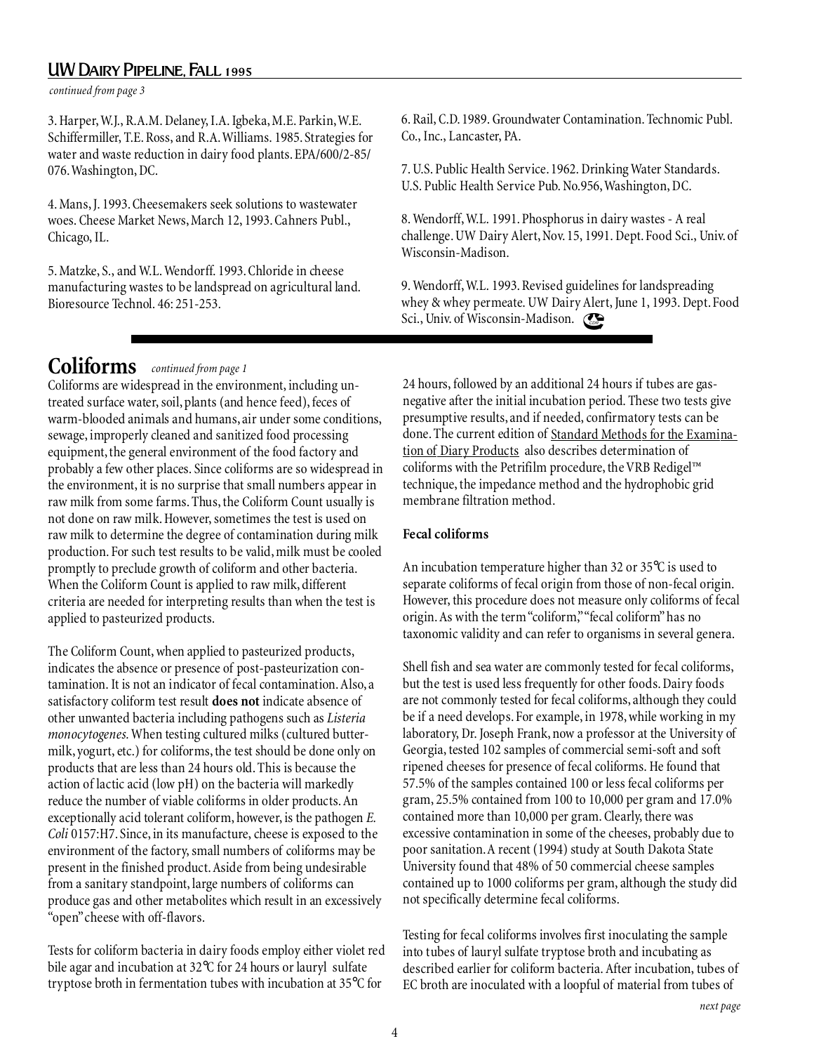*continued from page 3*

3. Harper, W.J., R.A.M. Delaney, I.A. Igbeka, M.E. Parkin, W.E. Schiffermiller, T.E. Ross, and R.A. Williams. 1985. Strategies for water and waste reduction in dairy food plants. EPA/600/2-85/076. Washington, DC.

4. Mans, J. 1993. Cheesemakers seek solutions to wastewater woes. Cheese Market News, March 12, 1993. Cahners Publ., Chicago, IL.

5. Matzke, S., and W.L. Wendorff. 1993. Chloride in cheese manufacturing wastes to be landspread on agricultural land. Bioresource Technol. 46: 251-253.

6. Rail, C.D. 1989. Groundwater Contamination. Technomic Publ. Co., Inc., Lancaster, PA.

7. U.S. Public Health Service. 1962. Drinking Water Standards. U.S. Public Health Service Pub. No.956, Washington, DC.

8. Wendorff, W.L. 1991. Phosphorus in dairy wastes - A real challenge. UW Dairy Alert, Nov. 15, 1991. Dept. Food Sci., Univ. of Wisconsin-Madison.

9. Wendorff, W.L. 1993. Revised guidelines for landspreading whey & whey permeate. UW Dairy Alert, June 1, 1993. Dept. Food Sci., Univ. of Wisconsin-Madison.

## Coliforms *continued from page 1*

Coliforms are widespread in the environment, including untreated surface water, soil, plants (and hence feed), feces of warm-blooded animals and humans, air under some conditions, sewage, improperly cleaned and sanitized food processing equipment, the general environment of the food factory and probably a few other places. Since coliforms are so widespread in the environment, it is no surprise that small numbers appear in raw milk from some farms. Thus, the Coliform Count usually is not done on raw milk. However, sometimes the test is used on raw milk to determine the degree of contamination during milk production. For such test results to be valid, milk must be cooled promptly to preclude growth of coliform and other bacteria. When the Coliform Count is applied to raw milk, different criteria are needed for interpreting results than when the test is applied to pasteurized products.

The Coliform Count, when applied to pasteurized products, indicates the absence or presence of post-pasteurization contamination. It is not an indicator of fecal contamination. Also, a satisfactory coliform test result **does not** indicate absence of other unwanted bacteria including pathogens such as *Listeria monocytogenes.* When testing cultured milks (cultured buttermilk, yogurt, etc.) for coliforms, the test should be done only on products that are less than 24 hours old. This is because the action of lactic acid (low pH) on the bacteria will markedly reduce the number of viable coliforms in older products. An exceptionally acid tolerant coliform, however, is the pathogen *E. Coli* 0157:H7. Since, in its manufacture, cheese is exposed to the environment of the factory, small numbers of coliforms may be present in the finished product. Aside from being undesirable from a sanitary standpoint, large numbers of coliforms can produce gas and other metabolites which result in an excessively "open" cheese with off-flavors.

Tests for coliform bacteria in dairy foods employ either violet red bile agar and incubation at 32°C for 24 hours or lauryl sulfate tryptose broth in fermentation tubes with incubation at 35°C for 24 hours, followed by an additional 24 hours if tubes are gas-negative after the initial incubation period. These two tests give presumptive results, and if needed, confirmatory tests can be done. The current edition of Standard Methods for the Examination of Diary Products also describes determination of coliforms with the Petrifilm procedure, the VRB Redigel™ technique, the impedance method and the hydrophobic grid membrane filtration method.

### Fecal coliforms

An incubation temperature higher than 32 or 35°C is used to separate coliforms of fecal origin from those of non-fecal origin. However, this procedure does not measure only coliforms of fecal origin. As with the term "coliform," "fecal coliform" has no taxonomic validity and can refer to organisms in several genera.

Shell fish and sea water are commonly tested for fecal coliforms, but the test is used less frequently for other foods. Dairy foods are not commonly tested for fecal coliforms, although they could be if a need develops. For example, in 1978, while working in my laboratory, Dr. Joseph Frank, now a professor at the University of Georgia, tested 102 samples of commercial semi-soft and soft ripened cheeses for presence of fecal coliforms. He found that 57.5% of the samples contained 100 or less fecal coliforms per gram, 25.5% contained from 100 to 10,000 per gram and 17.0% contained more than 10,000 per gram. Clearly, there was excessive contamination in some of the cheeses, probably due to poor sanitation. A recent (1994) study at South Dakota State University found that 48% of 50 commercial cheese samples contained up to 1000 coliforms per gram, although the study did not specifically determine fecal coliforms.

Testing for fecal coliforms involves first inoculating the sample into tubes of lauryl sulfate tryptose broth and incubating as described earlier for coliform bacteria. After incubation, tubes of EC broth are inoculated with a loopful of material from tubes of

*next page*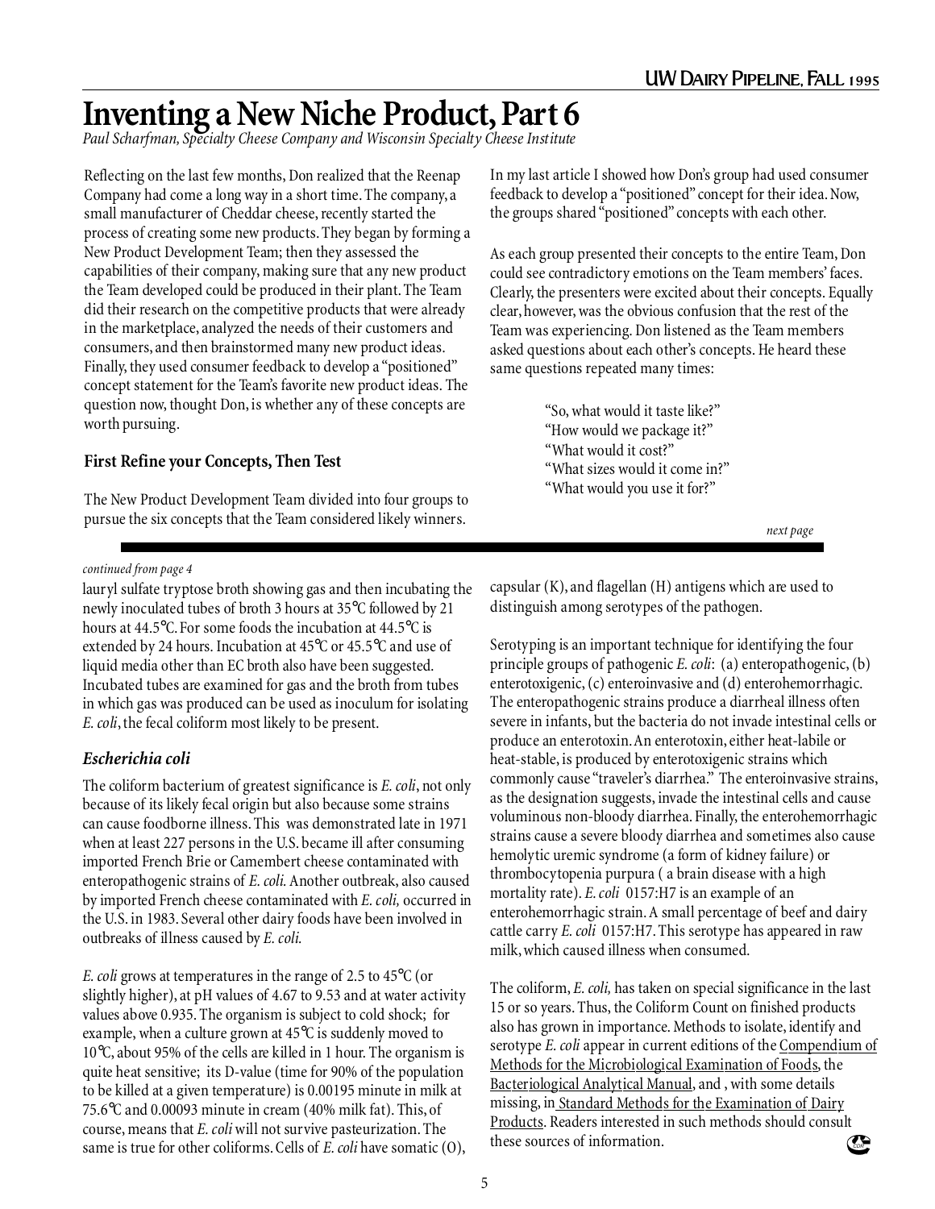# Inventing a New Niche Product, Part 6

*Paul Scharfman, Specialty Cheese Company and Wisconsin Specialty Cheese Institute*

Reflecting on the last few months, Don realized that the Reenap Company had come a long way in a short time. The company, a small manufacturer of Cheddar cheese, recently started the process of creating some new products. They began by forming a New Product Development Team; then they assessed the capabilities of their company, making sure that any new product the Team developed could be produced in their plant. The Team did their research on the competitive products that were already in the marketplace, analyzed the needs of their customers and consumers, and then brainstormed many new product ideas. Finally, they used consumer feedback to develop a "positioned" concept statement for the Team's favorite new product ideas. The question now, thought Don, is whether any of these concepts are worth pursuing.

### First Refine your Concepts, Then Test

The New Product Development Team divided into four groups to pursue the six concepts that the Team considered likely winners. In my last article I showed how Don's group had used consumer feedback to develop a "positioned" concept for their idea. Now, the groups shared "positioned" concepts with each other.

As each group presented their concepts to the entire Team, Don could see contradictory emotions on the Team members' faces. Clearly, the presenters were excited about their concepts. Equally clear, however, was the obvious confusion that the rest of the Team was experiencing. Don listened as the Team members asked questions about each other's concepts. He heard these same questions repeated many times:

> "So, what would it taste like?"
> "How would we package it?"
> "What would it cost?"
> "What sizes would it come in?"
> "What would you use it for?"

*next page*

---

*continued from page 4*

lauryl sulfate tryptose broth showing gas and then incubating the newly inoculated tubes of broth 3 hours at 35°C followed by 21 hours at 44.5°C. For some foods the incubation at 44.5°C is extended by 24 hours. Incubation at 45°C or 45.5°C and use of liquid media other than EC broth also have been suggested. Incubated tubes are examined for gas and the broth from tubes in which gas was produced can be used as inoculum for isolating *E. coli*, the fecal coliform most likely to be present.

### *Escherichia coli*

The coliform bacterium of greatest significance is *E. coli*, not only because of its likely fecal origin but also because some strains can cause foodborne illness. This was demonstrated late in 1971 when at least 227 persons in the U.S. became ill after consuming imported French Brie or Camembert cheese contaminated with enteropathogenic strains of *E. coli.* Another outbreak, also caused by imported French cheese contaminated with *E. coli,* occurred in the U.S. in 1983. Several other dairy foods have been involved in outbreaks of illness caused by *E. coli.*

*E. coli* grows at temperatures in the range of 2.5 to 45°C (or slightly higher), at pH values of 4.67 to 9.53 and at water activity values above 0.935. The organism is subject to cold shock; for example, when a culture grown at 45°C is suddenly moved to 10°C, about 95% of the cells are killed in 1 hour. The organism is quite heat sensitive; its D-value (time for 90% of the population to be killed at a given temperature) is 0.00195 minute in milk at 75.6°C and 0.00093 minute in cream (40% milk fat). This, of course, means that *E. coli* will not survive pasteurization. The same is true for other coliforms. Cells of *E. coli* have somatic (O), capsular (K), and flagellan (H) antigens which are used to distinguish among serotypes of the pathogen.

Serotyping is an important technique for identifying the four principle groups of pathogenic *E. coli*: (a) enteropathogenic, (b) enterotoxigenic, (c) enteroinvasive and (d) enterohemorrhagic. The enteropathogenic strains produce a diarrheal illness often severe in infants, but the bacteria do not invade intestinal cells or produce an enterotoxin. An enterotoxin, either heat-labile or heat-stable, is produced by enterotoxigenic strains which commonly cause "traveler's diarrhea." The enteroinvasive strains, as the designation suggests, invade the intestinal cells and cause voluminous non-bloody diarrhea. Finally, the enterohemorrhagic strains cause a severe bloody diarrhea and sometimes also cause hemolytic uremic syndrome (a form of kidney failure) or thrombocytopenia purpura ( a brain disease with a high mortality rate). *E. coli* 0157:H7 is an example of an enterohemorrhagic strain. A small percentage of beef and dairy cattle carry *E. coli* 0157:H7. This serotype has appeared in raw milk, which caused illness when consumed.

The coliform, *E. coli,* has taken on special significance in the last 15 or so years. Thus, the Coliform Count on finished products also has grown in importance. Methods to isolate, identify and serotype *E. coli* appear in current editions of the Compendium of Methods for the Microbiological Examination of Foods, the Bacteriological Analytical Manual, and , with some details missing, in Standard Methods for the Examination of Dairy Products. Readers interested in such methods should consult these sources of information.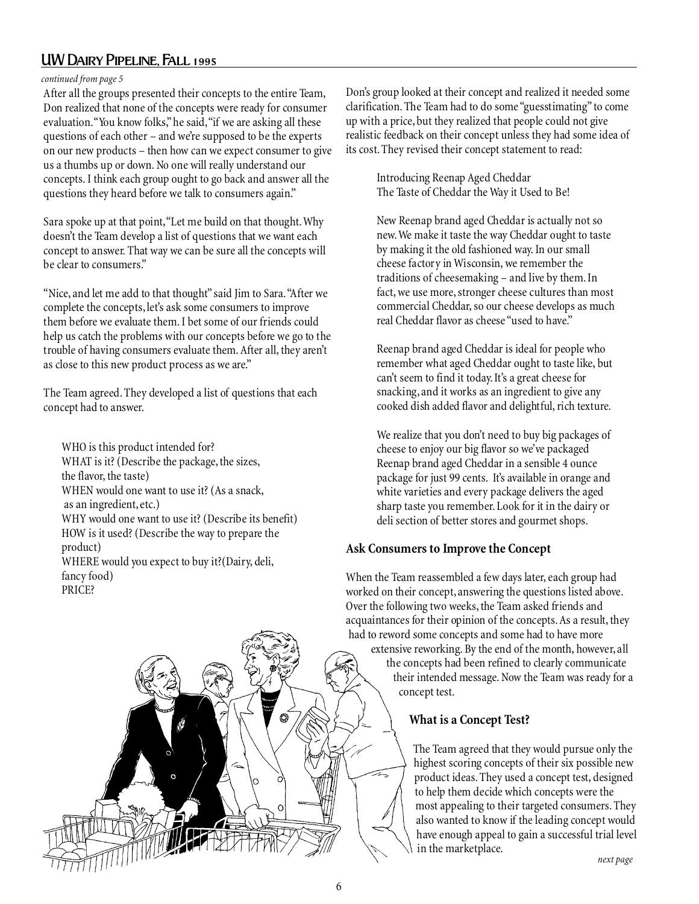*continued from page 5*

After all the groups presented their concepts to the entire Team, Don realized that none of the concepts were ready for consumer evaluation. "You know folks," he said, "if we are asking all these questions of each other – and we're supposed to be the experts on our new products – then how can we expect consumer to give us a thumbs up or down. No one will really understand our concepts. I think each group ought to go back and answer all the questions they heard before we talk to consumers again."

Sara spoke up at that point, "Let me build on that thought. Why doesn't the Team develop a list of questions that we want each concept to answer. That way we can be sure all the concepts will be clear to consumers."

"Nice, and let me add to that thought" said Jim to Sara. "After we complete the concepts, let's ask some consumers to improve them before we evaluate them. I bet some of our friends could help us catch the problems with our concepts before we go to the trouble of having consumers evaluate them. After all, they aren't as close to this new product process as we are."

The Team agreed. They developed a list of questions that each concept had to answer.

> WHO is this product intended for?
> WHAT is it? (Describe the package, the sizes, the flavor, the taste)
> WHEN would one want to use it? (As a snack, as an ingredient, etc.)
> WHY would one want to use it? (Describe its benefit)
> HOW is it used? (Describe the way to prepare the product)
> WHERE would you expect to buy it?(Dairy, deli, fancy food)
> PRICE?

Don's group looked at their concept and realized it needed some clarification. The Team had to do some "guesstimating" to come up with a price, but they realized that people could not give realistic feedback on their concept unless they had some idea of its cost. They revised their concept statement to read:

> Introducing Reenap Aged Cheddar
> The Taste of Cheddar the Way it Used to Be!
>
> New Reenap brand aged Cheddar is actually not so new. We make it taste the way Cheddar ought to taste by making it the old fashioned way. In our small cheese factory in Wisconsin, we remember the traditions of cheesemaking – and live by them. In fact, we use more, stronger cheese cultures than most commercial Cheddar, so our cheese develops as much real Cheddar flavor as cheese "used to have."
>
> Reenap brand aged Cheddar is ideal for people who remember what aged Cheddar ought to taste like, but can't seem to find it today. It's a great cheese for snacking, and it works as an ingredient to give any cooked dish added flavor and delightful, rich texture.
>
> We realize that you don't need to buy big packages of cheese to enjoy our big flavor so we've packaged Reenap brand aged Cheddar in a sensible 4 ounce package for just 99 cents. It's available in orange and white varieties and every package delivers the aged sharp taste you remember. Look for it in the dairy or deli section of better stores and gourmet shops.

### Ask Consumers to Improve the Concept

When the Team reassembled a few days later, each group had worked on their concept, answering the questions listed above. Over the following two weeks, the Team asked friends and acquaintances for their opinion of the concepts. As a result, they had to reword some concepts and some had to have more extensive reworking. By the end of the month, however, all the concepts had been refined to clearly communicate their intended message. Now the Team was ready for a concept test.

### What is a Concept Test?

The Team agreed that they would pursue only the highest scoring concepts of their six possible new product ideas. They used a concept test, designed to help them decide which concepts were the most appealing to their targeted consumers. They also wanted to know if the leading concept would have enough appeal to gain a successful trial level in the marketplace.

*next page*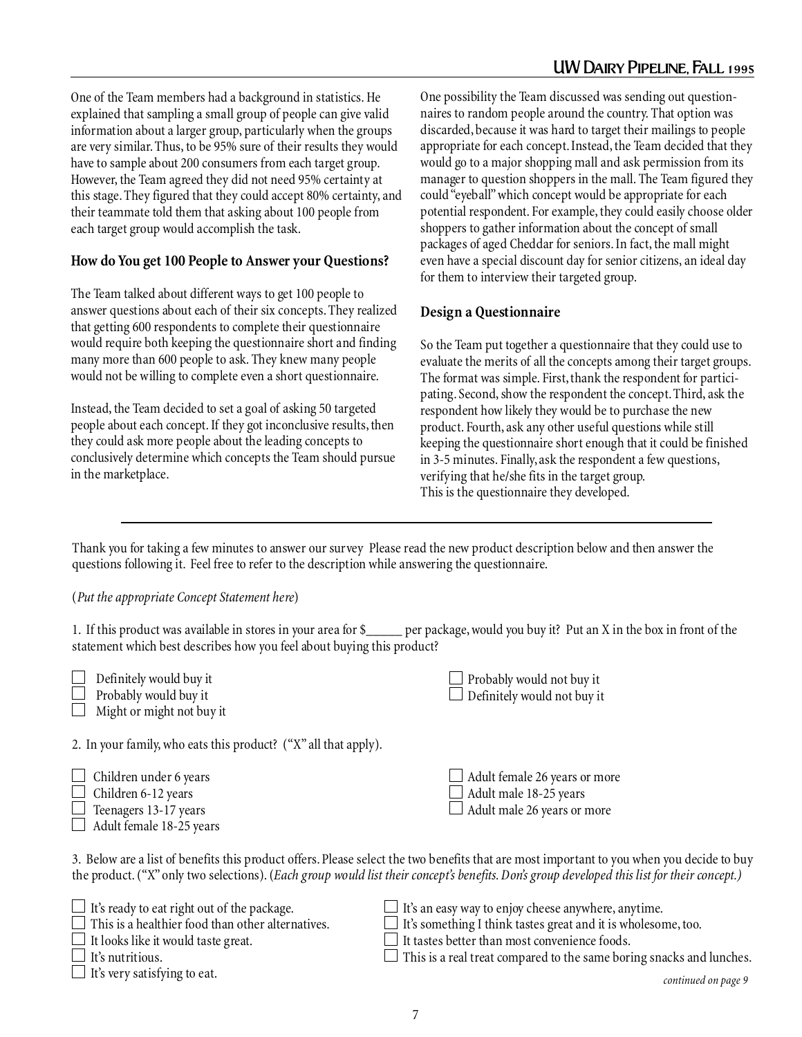One of the Team members had a background in statistics. He explained that sampling a small group of people can give valid information about a larger group, particularly when the groups are very similar. Thus, to be 95% sure of their results they would have to sample about 200 consumers from each target group. However, the Team agreed they did not need 95% certainty at this stage. They figured that they could accept 80% certainty, and their teammate told them that asking about 100 people from each target group would accomplish the task.

### How do You get 100 People to Answer your Questions?

The Team talked about different ways to get 100 people to answer questions about each of their six concepts. They realized that getting 600 respondents to complete their questionnaire would require both keeping the questionnaire short and finding many more than 600 people to ask. They knew many people would not be willing to complete even a short questionnaire.

Instead, the Team decided to set a goal of asking 50 targeted people about each concept. If they got inconclusive results, then they could ask more people about the leading concepts to conclusively determine which concepts the Team should pursue in the marketplace.

One possibility the Team discussed was sending out questionnaires to random people around the country. That option was discarded, because it was hard to target their mailings to people appropriate for each concept. Instead, the Team decided that they would go to a major shopping mall and ask permission from its manager to question shoppers in the mall. The Team figured they could "eyeball" which concept would be appropriate for each potential respondent. For example, they could easily choose older shoppers to gather information about the concept of small packages of aged Cheddar for seniors. In fact, the mall might even have a special discount day for senior citizens, an ideal day for them to interview their targeted group.

### Design a Questionnaire

So the Team put together a questionnaire that they could use to evaluate the merits of all the concepts among their target groups. The format was simple. First, thank the respondent for participating. Second, show the respondent the concept. Third, ask the respondent how likely they would be to purchase the new product. Fourth, ask any other useful questions while still keeping the questionnaire short enough that it could be finished in 3-5 minutes. Finally, ask the respondent a few questions, verifying that he/she fits in the target group.
This is the questionnaire they developed.

---

Thank you for taking a few minutes to answer our survey Please read the new product description below and then answer the questions following it. Feel free to refer to the description while answering the questionnaire.

(*Put the appropriate Concept Statement here*)

1. If this product was available in stores in your area for $______ per package, would you buy it? Put an X in the box in front of the statement which best describes how you feel about buying this product?

- ☐ Definitely would buy it
- ☐ Probably would buy it
- ☐ Might or might not buy it
- ☐ Probably would not buy it
- ☐ Definitely would not buy it

2. In your family, who eats this product? ("X" all that apply).

- ☐ Children under 6 years
- ☐ Children 6-12 years
- ☐ Teenagers 13-17 years
- ☐ Adult female 18-25 years
- ☐ Adult female 26 years or more
- ☐ Adult male 18-25 years
- ☐ Adult male 26 years or more

3. Below are a list of benefits this product offers. Please select the two benefits that are most important to you when you decide to buy the product. ("X" only two selections). (*Each group would list their concept's benefits. Don's group developed this list for their concept.)*

- ☐ It's ready to eat right out of the package.
- ☐ This is a healthier food than other alternatives.
- ☐ It looks like it would taste great.
- ☐ It's nutritious.
- ☐ It's very satisfying to eat.
- ☐ It's an easy way to enjoy cheese anywhere, anytime.
- ☐ It's something I think tastes great and it is wholesome, too.
- ☐ It tastes better than most convenience foods.
- ☐ This is a real treat compared to the same boring snacks and lunches.

*continued on page 9*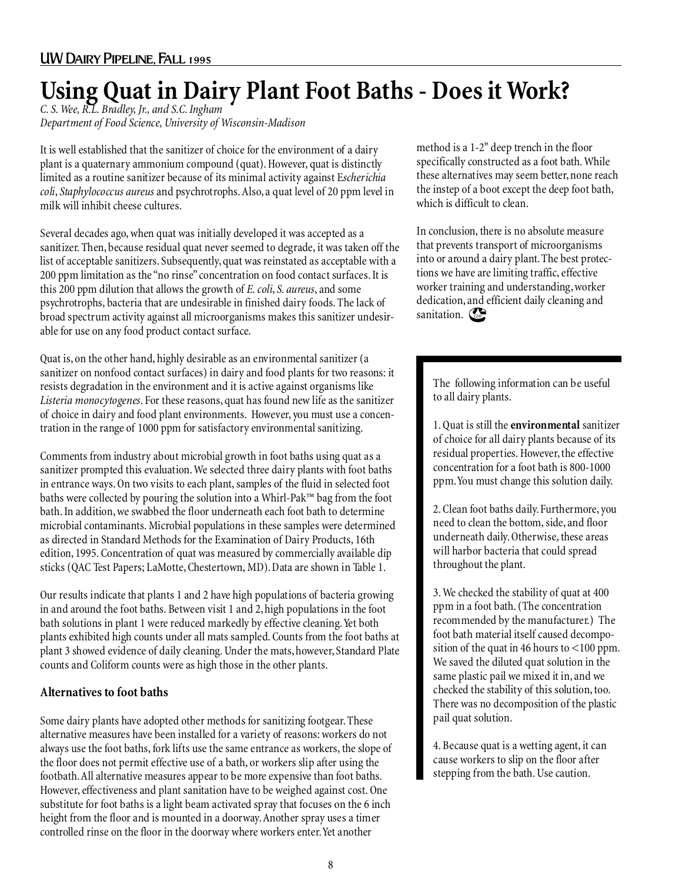# Using Quat in Dairy Plant Foot Baths - Does it Work?

*C. S. Wee, R.L. Bradley, Jr., and S.C. Ingham*
*Department of Food Science, University of Wisconsin-Madison*

It is well established that the sanitizer of choice for the environment of a dairy plant is a quaternary ammonium compound (quat). However, quat is distinctly limited as a routine sanitizer because of its minimal activity against E*scherichia coli*, *Staphylococcus aureus* and psychrotrophs. Also, a quat level of 20 ppm level in milk will inhibit cheese cultures.

Several decades ago, when quat was initially developed it was accepted as a sanitizer. Then, because residual quat never seemed to degrade, it was taken off the list of acceptable sanitizers. Subsequently, quat was reinstated as acceptable with a 200 ppm limitation as the "no rinse" concentration on food contact surfaces. It is this 200 ppm dilution that allows the growth of *E. coli*, *S. aureus*, and some psychrotrophs, bacteria that are undesirable in finished dairy foods. The lack of broad spectrum activity against all microorganisms makes this sanitizer undesirable for use on any food product contact surface.

Quat is, on the other hand, highly desirable as an environmental sanitizer (a sanitizer on nonfood contact surfaces) in dairy and food plants for two reasons: it resists degradation in the environment and it is active against organisms like *Listeria monocytogenes*. For these reasons, quat has found new life as the sanitizer of choice in dairy and food plant environments. However, you must use a concentration in the range of 1000 ppm for satisfactory environmental sanitizing.

Comments from industry about microbial growth in foot baths using quat as a sanitizer prompted this evaluation. We selected three dairy plants with foot baths in entrance ways. On two visits to each plant, samples of the fluid in selected foot baths were collected by pouring the solution into a Whirl-Pak™ bag from the foot bath. In addition, we swabbed the floor underneath each foot bath to determine microbial contaminants. Microbial populations in these samples were determined as directed in Standard Methods for the Examination of Dairy Products, 16th edition, 1995. Concentration of quat was measured by commercially available dip sticks (QAC Test Papers; LaMotte, Chestertown, MD). Data are shown in Table 1.

Our results indicate that plants 1 and 2 have high populations of bacteria growing in and around the foot baths. Between visit 1 and 2, high populations in the foot bath solutions in plant 1 were reduced markedly by effective cleaning. Yet both plants exhibited high counts under all mats sampled. Counts from the foot baths at plant 3 showed evidence of daily cleaning. Under the mats, however, Standard Plate counts and Coliform counts were as high those in the other plants.

### Alternatives to foot baths

Some dairy plants have adopted other methods for sanitizing footgear. These alternative measures have been installed for a variety of reasons: workers do not always use the foot baths, fork lifts use the same entrance as workers, the slope of the floor does not permit effective use of a bath, or workers slip after using the footbath. All alternative measures appear to be more expensive than foot baths. However, effectiveness and plant sanitation have to be weighed against cost. One substitute for foot baths is a light beam activated spray that focuses on the 6 inch height from the floor and is mounted in a doorway. Another spray uses a timer controlled rinse on the floor in the doorway where workers enter. Yet another method is a 1-2" deep trench in the floor specifically constructed as a foot bath. While these alternatives may seem better, none reach the instep of a boot except the deep foot bath, which is difficult to clean.

In conclusion, there is no absolute measure that prevents transport of microorganisms into or around a dairy plant. The best protections we have are limiting traffic, effective worker training and understanding, worker dedication, and efficient daily cleaning and sanitation.

---

The following information can be useful to all dairy plants.

1. Quat is still the **environmental** sanitizer of choice for all dairy plants because of its residual properties. However, the effective concentration for a foot bath is 800-1000 ppm. You must change this solution daily.

2. Clean foot baths daily. Furthermore, you need to clean the bottom, side, and floor underneath daily. Otherwise, these areas will harbor bacteria that could spread throughout the plant.

3. We checked the stability of quat at 400 ppm in a foot bath. (The concentration recommended by the manufacturer.) The foot bath material itself caused decomposition of the quat in 46 hours to <100 ppm. We saved the diluted quat solution in the same plastic pail we mixed it in, and we checked the stability of this solution, too. There was no decomposition of the plastic pail quat solution.

4. Because quat is a wetting agent, it can cause workers to slip on the floor after stepping from the bath. Use caution.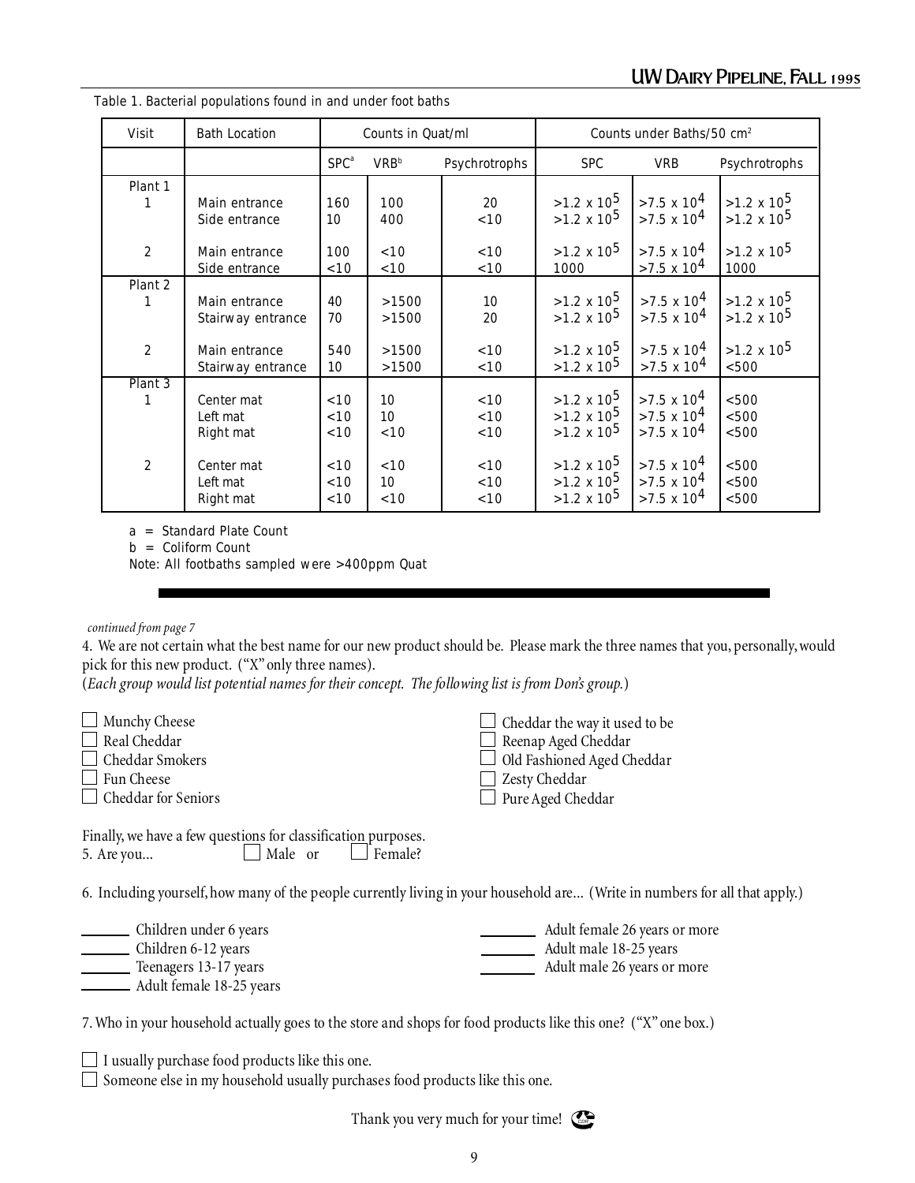Table 1. Bacterial populations found in and under foot baths

| Visit | Bath Location | Counts in Quat/ml | | | Counts under Baths/50 cm$^2$ | | |
|---|---|---|---|---|---|---|---|
| | | SPC[a] | VRB[b] | Psychrotrophs | SPC | VRB | Psychrotrophs |
| Plant 1 | | | | | | | |
| 1 | Main entrance | 160 | 100 | 20 | >1.2 x $10^5$ | >7.5 x $10^4$ | >1.2 x $10^5$ |
| | Side entrance | 10 | 400 | <10 | >1.2 x $10^5$ | >7.5 x $10^4$ | >1.2 x $10^5$ |
| 2 | Main entrance | 100 | <10 | <10 | >1.2 x $10^5$ | >7.5 x $10^4$ | >1.2 x $10^5$ |
| | Side entrance | <10 | <10 | <10 | 1000 | >7.5 x $10^4$ | 1000 |
| Plant 2 | | | | | | | |
| 1 | Main entrance | 40 | >1500 | 10 | >1.2 x $10^5$ | >7.5 x $10^4$ | >1.2 x $10^5$ |
| | Stairway entrance | 70 | >1500 | 20 | >1.2 x $10^5$ | >7.5 x $10^4$ | >1.2 x $10^5$ |
| 2 | Main entrance | 540 | >1500 | <10 | >1.2 x $10^5$ | >7.5 x $10^4$ | >1.2 x $10^5$ |
| | Stairway entrance | 10 | >1500 | <10 | >1.2 x $10^5$ | >7.5 x $10^4$ | <500 |
| Plant 3 | | | | | | | |
| 1 | Center mat | <10 | 10 | <10 | >1.2 x $10^5$ | >7.5 x $10^4$ | <500 |
| | Left mat | <10 | 10 | <10 | >1.2 x $10^5$ | >7.5 x $10^4$ | <500 |
| | Right mat | <10 | <10 | <10 | >1.2 x $10^5$ | >7.5 x $10^4$ | <500 |
| 2 | Center mat | <10 | <10 | <10 | >1.2 x $10^5$ | >7.5 x $10^4$ | <500 |
| | Left mat | <10 | 10 | <10 | >1.2 x $10^5$ | >7.5 x $10^4$ | <500 |
| | Right mat | <10 | <10 | <10 | >1.2 x $10^5$ | >7.5 x $10^4$ | <500 |

a = Standard Plate Count
b = Coliform Count
Note: All footbaths sampled were >400ppm Quat

*continued from page 7*

4. We are not certain what the best name for our new product should be. Please mark the three names that you, personally, would pick for this new product. ("X" only three names).
(*Each group would list potential names for their concept. The following list is from Don's group.*)

- ☐ Munchy Cheese
- ☐ Real Cheddar
- ☐ Cheddar Smokers
- ☐ Fun Cheese
- ☐ Cheddar for Seniors
- ☐ Cheddar the way it used to be
- ☐ Reenap Aged Cheddar
- ☐ Old Fashioned Aged Cheddar
- ☐ Zesty Cheddar
- ☐ Pure Aged Cheddar

Finally, we have a few questions for classification purposes.

5. Are you... ☐ Male or ☐ Female?

6. Including yourself, how many of the people currently living in your household are... (Write in numbers for all that apply.)

- ______ Children under 6 years
- ______ Children 6-12 years
- ______ Teenagers 13-17 years
- ______ Adult female 18-25 years
- ______ Adult female 26 years or more
- ______ Adult male 18-25 years
- ______ Adult male 26 years or more

7. Who in your household actually goes to the store and shops for food products like this one? ("X" one box.)

- ☐ I usually purchase food products like this one.
- ☐ Someone else in my household usually purchases food products like this one.

Thank you very much for your time!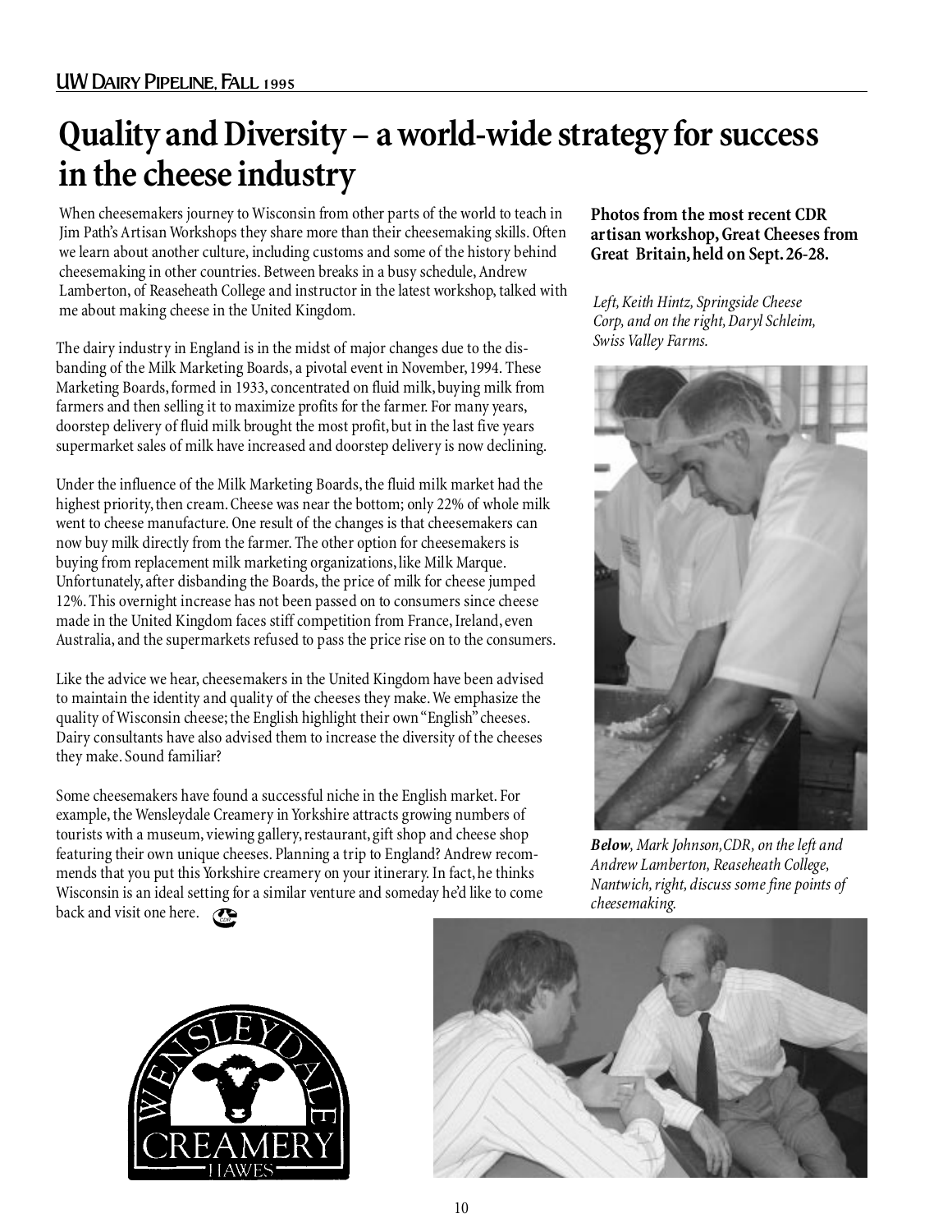# Quality and Diversity – a world-wide strategy for success in the cheese industry

When cheesemakers journey to Wisconsin from other parts of the world to teach in Jim Path's Artisan Workshops they share more than their cheesemaking skills. Often we learn about another culture, including customs and some of the history behind cheesemaking in other countries. Between breaks in a busy schedule, Andrew Lamberton, of Reaseheath College and instructor in the latest workshop, talked with me about making cheese in the United Kingdom.

The dairy industry in England is in the midst of major changes due to the disbanding of the Milk Marketing Boards, a pivotal event in November, 1994. These Marketing Boards, formed in 1933, concentrated on fluid milk, buying milk from farmers and then selling it to maximize profits for the farmer. For many years, doorstep delivery of fluid milk brought the most profit, but in the last five years supermarket sales of milk have increased and doorstep delivery is now declining.

Under the influence of the Milk Marketing Boards, the fluid milk market had the highest priority, then cream. Cheese was near the bottom; only 22% of whole milk went to cheese manufacture. One result of the changes is that cheesemakers can now buy milk directly from the farmer. The other option for cheesemakers is buying from replacement milk marketing organizations, like Milk Marque. Unfortunately, after disbanding the Boards, the price of milk for cheese jumped 12%. This overnight increase has not been passed on to consumers since cheese made in the United Kingdom faces stiff competition from France, Ireland, even Australia, and the supermarkets refused to pass the price rise on to the consumers.

Like the advice we hear, cheesemakers in the United Kingdom have been advised to maintain the identity and quality of the cheeses they make. We emphasize the quality of Wisconsin cheese; the English highlight their own "English" cheeses. Dairy consultants have also advised them to increase the diversity of the cheeses they make. Sound familiar?

Some cheesemakers have found a successful niche in the English market. For example, the Wensleydale Creamery in Yorkshire attracts growing numbers of tourists with a museum, viewing gallery, restaurant, gift shop and cheese shop featuring their own unique cheeses. Planning a trip to England? Andrew recommends that you put this Yorkshire creamery on your itinerary. In fact, he thinks Wisconsin is an ideal setting for a similar venture and someday he'd like to come back and visit one here.

**Photos from the most recent CDR artisan workshop, Great Cheeses from Great Britain, held on Sept. 26-28.**

*Left, Keith Hintz, Springside Cheese Corp, and on the right, Daryl Schleim, Swiss Valley Farms.*

***Below**, Mark Johnson, CDR, on the left and Andrew Lamberton, Reaseheath College, Nantwich, right, discuss some fine points of cheesemaking.*

WENSLEYDALE CREAMERY HAWES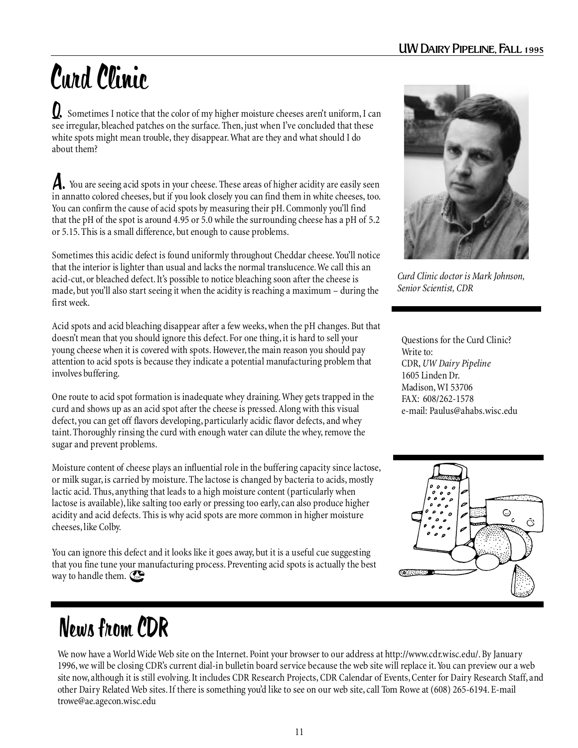# Curd Clinic

**Q.** Sometimes I notice that the color of my higher moisture cheeses aren't uniform, I can see irregular, bleached patches on the surface. Then, just when I've concluded that these white spots might mean trouble, they disappear. What are they and what should I do about them?

**A.** You are seeing acid spots in your cheese. These areas of higher acidity are easily seen in annatto colored cheeses, but if you look closely you can find them in white cheeses, too. You can confirm the cause of acid spots by measuring their pH. Commonly you'll find that the pH of the spot is around 4.95 or 5.0 while the surrounding cheese has a pH of 5.2 or 5.15. This is a small difference, but enough to cause problems.

Sometimes this acidic defect is found uniformly throughout Cheddar cheese. You'll notice that the interior is lighter than usual and lacks the normal translucence. We call this an acid-cut, or bleached defect. It's possible to notice bleaching soon after the cheese is made, but you'll also start seeing it when the acidity is reaching a maximum – during the first week.

Acid spots and acid bleaching disappear after a few weeks, when the pH changes. But that doesn't mean that you should ignore this defect. For one thing, it is hard to sell your young cheese when it is covered with spots. However, the main reason you should pay attention to acid spots is because they indicate a potential manufacturing problem that involves buffering.

One route to acid spot formation is inadequate whey draining. Whey gets trapped in the curd and shows up as an acid spot after the cheese is pressed. Along with this visual defect, you can get off flavors developing, particularly acidic flavor defects, and whey taint. Thoroughly rinsing the curd with enough water can dilute the whey, remove the sugar and prevent problems.

Moisture content of cheese plays an influential role in the buffering capacity since lactose, or milk sugar, is carried by moisture. The lactose is changed by bacteria to acids, mostly lactic acid. Thus, anything that leads to a high moisture content (particularly when lactose is available), like salting too early or pressing too early, can also produce higher acidity and acid defects. This is why acid spots are more common in higher moisture cheeses, like Colby.

You can ignore this defect and it looks like it goes away, but it is a useful cue suggesting that you fine tune your manufacturing process. Preventing acid spots is actually the best way to handle them.

*Curd Clinic doctor is Mark Johnson, Senior Scientist, CDR*

Questions for the Curd Clinic?
Write to:
CDR, *UW Dairy Pipeline*
1605 Linden Dr.
Madison, WI 53706
FAX: 608/262-1578
e-mail: Paulus@ahabs.wisc.edu

# News from CDR

We now have a World Wide Web site on the Internet. Point your browser to our address at http://www.cdr.wisc.edu/. By January 1996, we will be closing CDR's current dial-in bulletin board service because the web site will replace it. You can preview our a web site now, although it is still evolving. It includes CDR Research Projects, CDR Calendar of Events, Center for Dairy Research Staff, and other Dairy Related Web sites. If there is something you'd like to see on our web site, call Tom Rowe at (608) 265-6194. E-mail trowe@ae.agecon.wisc.edu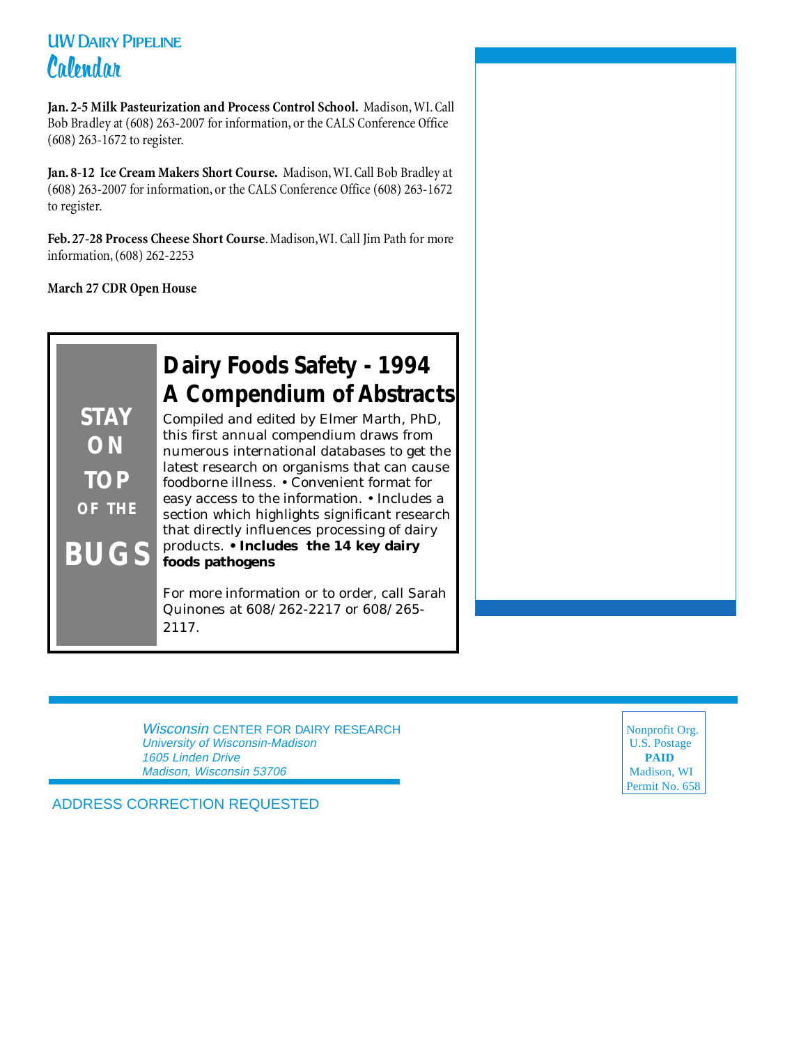# UW Dairy Pipeline Calendar

**Jan. 2-5 Milk Pasteurization and Process Control School.** Madison, WI. Call Bob Bradley at (608) 263-2007 for information, or the CALS Conference Office (608) 263-1672 to register.

**Jan. 8-12 Ice Cream Makers Short Course.** Madison, WI. Call Bob Bradley at (608) 263-2007 for information, or the CALS Conference Office (608) 263-1672 to register.

**Feb. 27-28 Process Cheese Short Course**. Madison,WI. Call Jim Path for more information, (608) 262-2253

**March 27 CDR Open House**

---

**STAY ON TOP OF THE BUGS**

## Dairy Foods Safety - 1994 A Compendium of Abstracts

Compiled and edited by Elmer Marth, PhD, this first annual compendium draws from numerous international databases to get the latest research on organisms that can cause foodborne illness. • Convenient format for easy access to the information. • Includes a section which highlights significant research that directly influences processing of dairy products. **• Includes the 14 key dairy foods pathogens**

For more information or to order, call Sarah Quinones at 608/262-2217 or 608/265-2117.

---

*Wisconsin* CENTER FOR DAIRY RESEARCH
*University of Wisconsin-Madison*
*1605 Linden Drive*
*Madison, Wisconsin 53706*

ADDRESS CORRECTION REQUESTED

Nonprofit Org.
U.S. Postage
**PAID**
Madison, WI
Permit No. 658